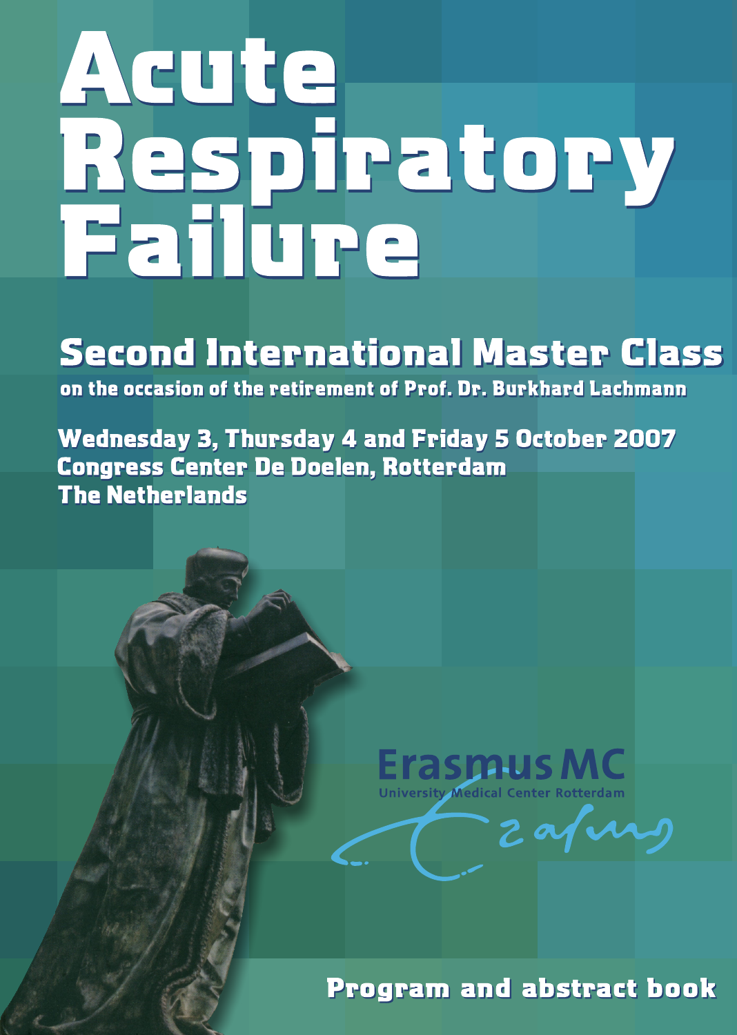# Acute Respiratory Failure

## Second International Master Class

**on the occasion of the retirement of Prof. Dr. Burkhard Lachmann**

**Wednesday 3, Thursday 4 and Friday 5 October 2007**
**Congress Center De Doelen, Rotterdam**
**The Netherlands**

Erasmus MC
University Medical Center Rotterdam

**Program and abstract book**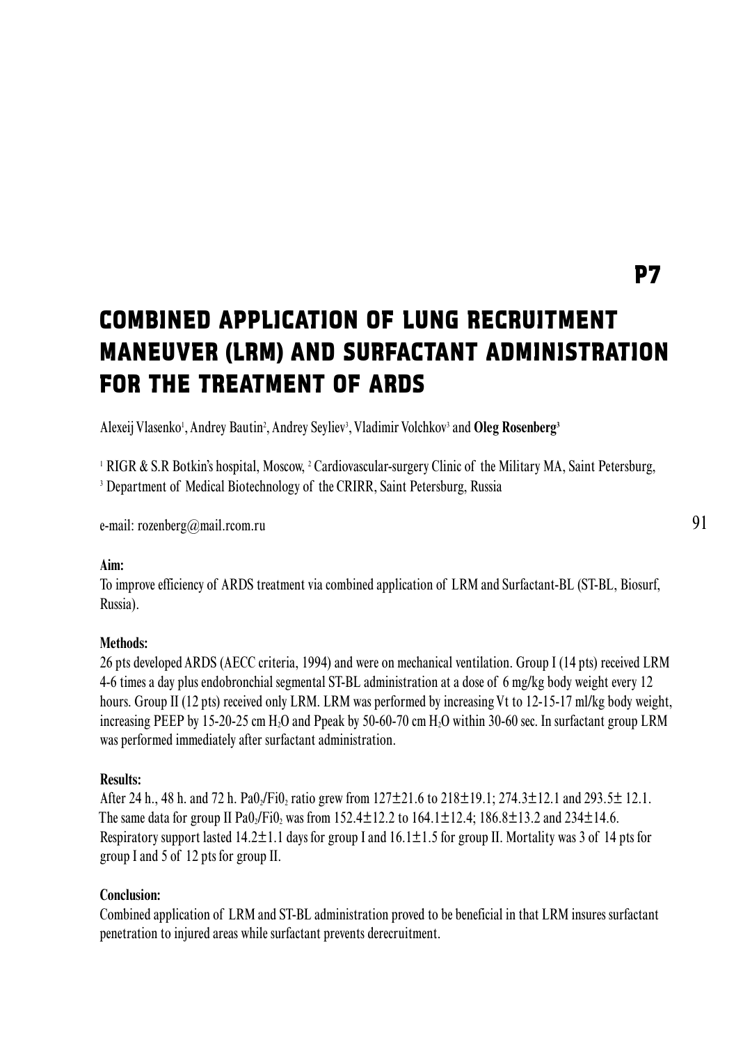P7

# COMBINED APPLICATION OF LUNG RECRUITMENT MANEUVER (LRM) AND SURFACTANT ADMINISTRATION FOR THE TREATMENT OF ARDS

Alexeij Vlasenko[1], Andrey Bautin[2], Andrey Seyliev[3], Vladimir Volchkov[3] and **Oleg Rosenberg[3]**

[1] RIGR & S.R Botkin's hospital, Moscow, [2] Cardiovascular-surgery Clinic of the Military MA, Saint Petersburg,
[3] Department of Medical Biotechnology of the CRIRR, Saint Petersburg, Russia

e-mail: rozenberg@mail.rcom.ru

**Aim:**

To improve efficiency of ARDS treatment via combined application of LRM and Surfactant-BL (ST-BL, Biosurf, Russia).

**Methods:**

26 pts developed ARDS (AECC criteria, 1994) and were on mechanical ventilation. Group I (14 pts) received LRM 4-6 times a day plus endobronchial segmental ST-BL administration at a dose of 6 mg/kg body weight every 12 hours. Group II (12 pts) received only LRM. LRM was performed by increasing Vt to 12-15-17 ml/kg body weight, increasing PEEP by 15-20-25 cm $H_2O$ and Ppeak by 50-60-70 cm $H_2O$ within 30-60 sec. In surfactant group LRM was performed immediately after surfactant administration.

**Results:**

After 24 h., 48 h. and 72 h. $Pa0_2/Fi0_2$ ratio grew from 127±21.6 to 218±19.1; 274.3±12.1 and 293.5± 12.1. The same data for group II $Pa0_2/Fi0_2$ was from 152.4±12.2 to 164.1±12.4; 186.8±13.2 and 234±14.6. Respiratory support lasted 14.2±1.1 days for group I and 16.1±1.5 for group II. Mortality was 3 of 14 pts for group I and 5 of 12 pts for group II.

**Conclusion:**

Combined application of LRM and ST-BL administration proved to be beneficial in that LRM insures surfactant penetration to injured areas while surfactant prevents derecruitment.